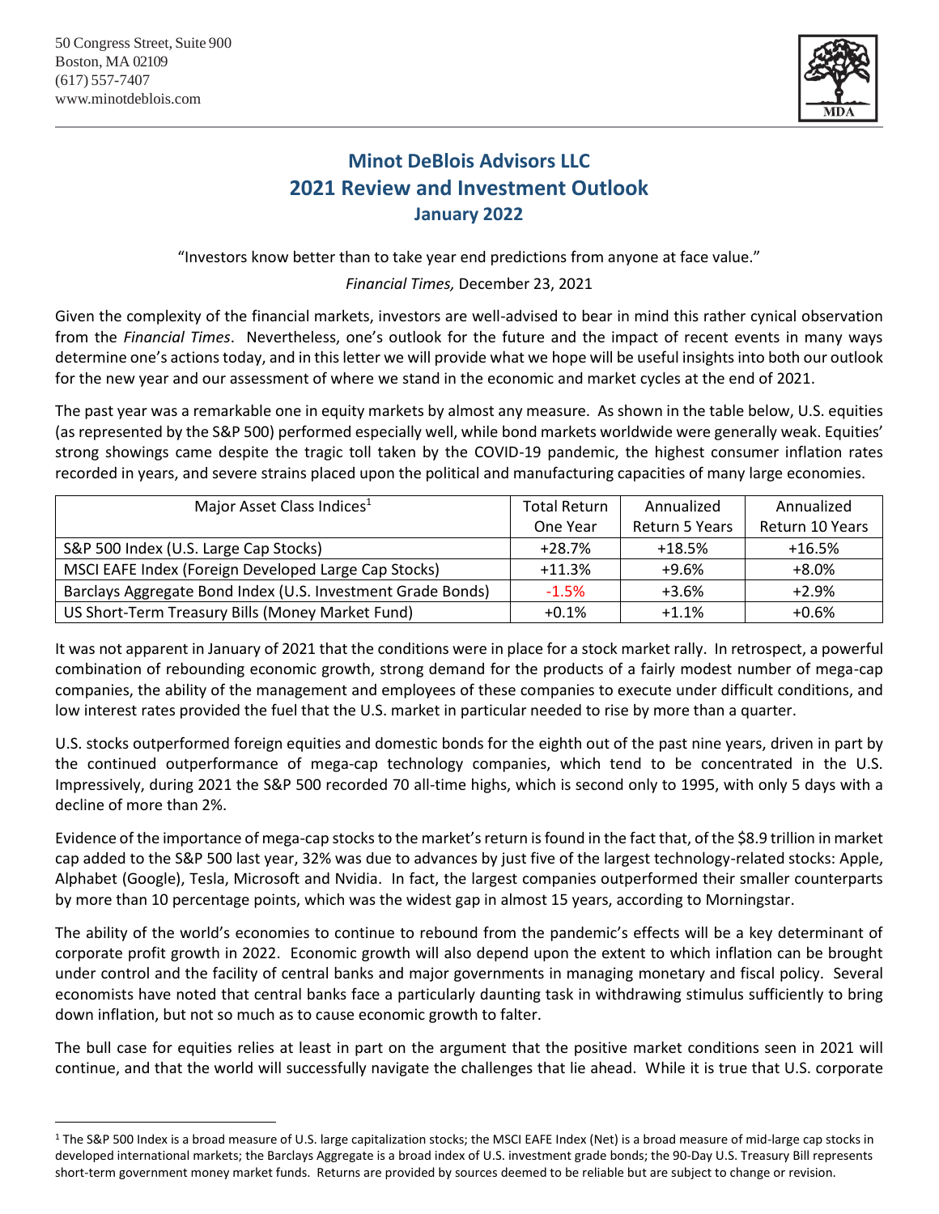50 Congress Street, Suite 900
Boston, MA 02109
(617) 557-7407
www.minotdeblois.com

# Minot DeBlois Advisors LLC
# 2021 Review and Investment Outlook
## January 2022

"Investors know better than to take year end predictions from anyone at face value."

*Financial Times,* December 23, 2021

Given the complexity of the financial markets, investors are well-advised to bear in mind this rather cynical observation from the *Financial Times*. Nevertheless, one's outlook for the future and the impact of recent events in many ways determine one's actions today, and in this letter we will provide what we hope will be useful insights into both our outlook for the new year and our assessment of where we stand in the economic and market cycles at the end of 2021.

The past year was a remarkable one in equity markets by almost any measure. As shown in the table below, U.S. equities (as represented by the S&P 500) performed especially well, while bond markets worldwide were generally weak. Equities' strong showings came despite the tragic toll taken by the COVID-19 pandemic, the highest consumer inflation rates recorded in years, and severe strains placed upon the political and manufacturing capacities of many large economies.

| Major Asset Class Indices[1] | Total Return One Year | Annualized Return 5 Years | Annualized Return 10 Years |
|---|---|---|---|
| S&P 500 Index (U.S. Large Cap Stocks) | +28.7% | +18.5% | +16.5% |
| MSCI EAFE Index (Foreign Developed Large Cap Stocks) | +11.3% | +9.6% | +8.0% |
| Barclays Aggregate Bond Index (U.S. Investment Grade Bonds) | -1.5% | +3.6% | +2.9% |
| US Short-Term Treasury Bills (Money Market Fund) | +0.1% | +1.1% | +0.6% |

It was not apparent in January of 2021 that the conditions were in place for a stock market rally. In retrospect, a powerful combination of rebounding economic growth, strong demand for the products of a fairly modest number of mega-cap companies, the ability of the management and employees of these companies to execute under difficult conditions, and low interest rates provided the fuel that the U.S. market in particular needed to rise by more than a quarter.

U.S. stocks outperformed foreign equities and domestic bonds for the eighth out of the past nine years, driven in part by the continued outperformance of mega-cap technology companies, which tend to be concentrated in the U.S. Impressively, during 2021 the S&P 500 recorded 70 all-time highs, which is second only to 1995, with only 5 days with a decline of more than 2%.

Evidence of the importance of mega-cap stocks to the market's return is found in the fact that, of the $8.9 trillion in market cap added to the S&P 500 last year, 32% was due to advances by just five of the largest technology-related stocks: Apple, Alphabet (Google), Tesla, Microsoft and Nvidia. In fact, the largest companies outperformed their smaller counterparts by more than 10 percentage points, which was the widest gap in almost 15 years, according to Morningstar.

The ability of the world's economies to continue to rebound from the pandemic's effects will be a key determinant of corporate profit growth in 2022. Economic growth will also depend upon the extent to which inflation can be brought under control and the facility of central banks and major governments in managing monetary and fiscal policy. Several economists have noted that central banks face a particularly daunting task in withdrawing stimulus sufficiently to bring down inflation, but not so much as to cause economic growth to falter.

The bull case for equities relies at least in part on the argument that the positive market conditions seen in 2021 will continue, and that the world will successfully navigate the challenges that lie ahead. While it is true that U.S. corporate

[1] The S&P 500 Index is a broad measure of U.S. large capitalization stocks; the MSCI EAFE Index (Net) is a broad measure of mid-large cap stocks in developed international markets; the Barclays Aggregate is a broad index of U.S. investment grade bonds; the 90-Day U.S. Treasury Bill represents short-term government money market funds. Returns are provided by sources deemed to be reliable but are subject to change or revision.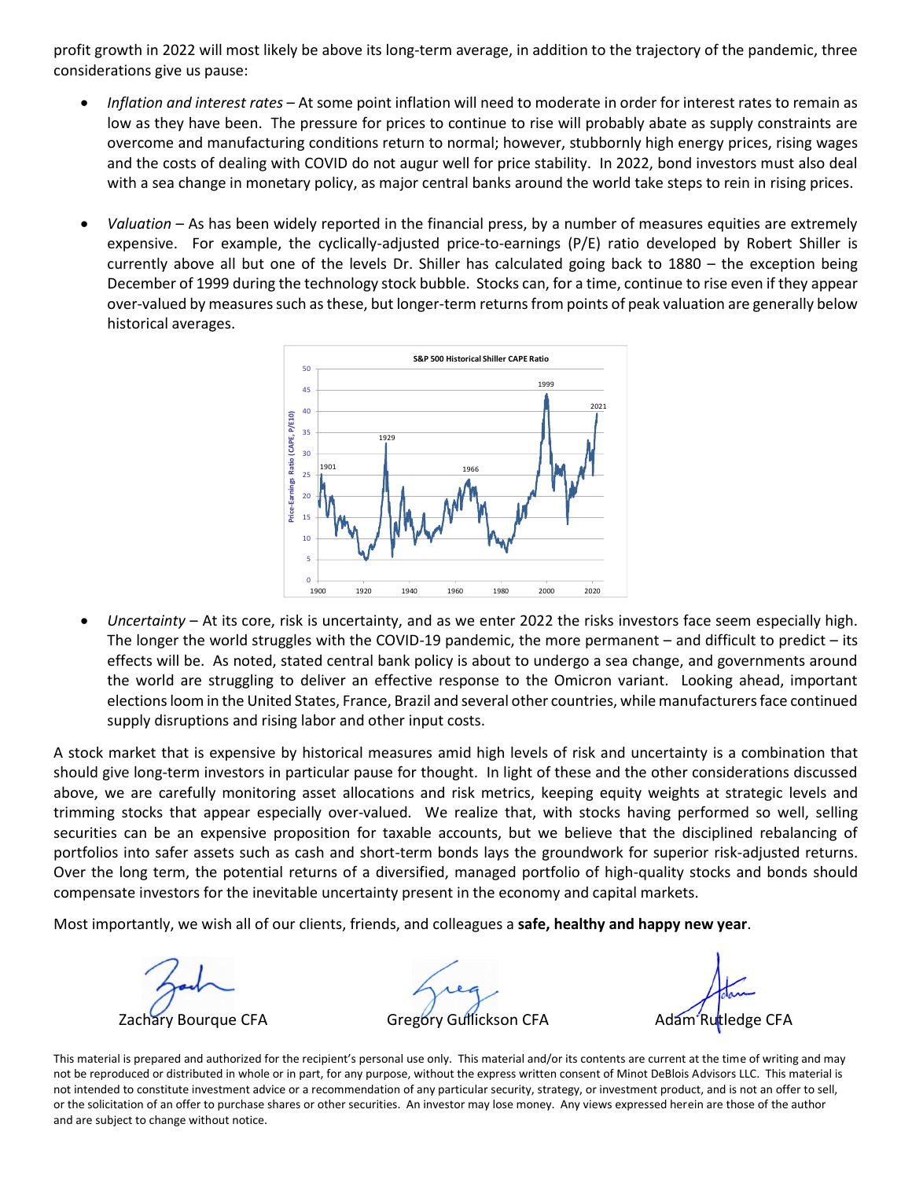profit growth in 2022 will most likely be above its long-term average, in addition to the trajectory of the pandemic, three considerations give us pause:

- *Inflation and interest rates* – At some point inflation will need to moderate in order for interest rates to remain as low as they have been. The pressure for prices to continue to rise will probably abate as supply constraints are overcome and manufacturing conditions return to normal; however, stubbornly high energy prices, rising wages and the costs of dealing with COVID do not augur well for price stability. In 2022, bond investors must also deal with a sea change in monetary policy, as major central banks around the world take steps to rein in rising prices.

- *Valuation* – As has been widely reported in the financial press, by a number of measures equities are extremely expensive. For example, the cyclically-adjusted price-to-earnings (P/E) ratio developed by Robert Shiller is currently above all but one of the levels Dr. Shiller has calculated going back to 1880 – the exception being December of 1999 during the technology stock bubble. Stocks can, for a time, continue to rise even if they appear over-valued by measures such as these, but longer-term returns from points of peak valuation are generally below historical averages.

S&P 500 Historical Shiller CAPE Ratio

Price-Earnings Ratio (CAPE, P/E10)

0
5
10
15
20
25
30
35
40
45
50

1900
1920
1940
1960
1980
2000
2020

1901
1929
1966
1999
2021

- *Uncertainty* – At its core, risk is uncertainty, and as we enter 2022 the risks investors face seem especially high. The longer the world struggles with the COVID-19 pandemic, the more permanent – and difficult to predict – its effects will be. As noted, stated central bank policy is about to undergo a sea change, and governments around the world are struggling to deliver an effective response to the Omicron variant. Looking ahead, important elections loom in the United States, France, Brazil and several other countries, while manufacturers face continued supply disruptions and rising labor and other input costs.

A stock market that is expensive by historical measures amid high levels of risk and uncertainty is a combination that should give long-term investors in particular pause for thought. In light of these and the other considerations discussed above, we are carefully monitoring asset allocations and risk metrics, keeping equity weights at strategic levels and trimming stocks that appear especially over-valued. We realize that, with stocks having performed so well, selling securities can be an expensive proposition for taxable accounts, but we believe that the disciplined rebalancing of portfolios into safer assets such as cash and short-term bonds lays the groundwork for superior risk-adjusted returns. Over the long term, the potential returns of a diversified, managed portfolio of high-quality stocks and bonds should compensate investors for the inevitable uncertainty present in the economy and capital markets.

Most importantly, we wish all of our clients, friends, and colleagues a **safe, healthy and happy new year**.

Zachary Bourque CFA    Gregory Gullickson CFA    Adam Rutledge CFA

This material is prepared and authorized for the recipient's personal use only. This material and/or its contents are current at the time of writing and may not be reproduced or distributed in whole or in part, for any purpose, without the express written consent of Minot DeBlois Advisors LLC. This material is not intended to constitute investment advice or a recommendation of any particular security, strategy, or investment product, and is not an offer to sell, or the solicitation of an offer to purchase shares or other securities. An investor may lose money. Any views expressed herein are those of the author and are subject to change without notice.